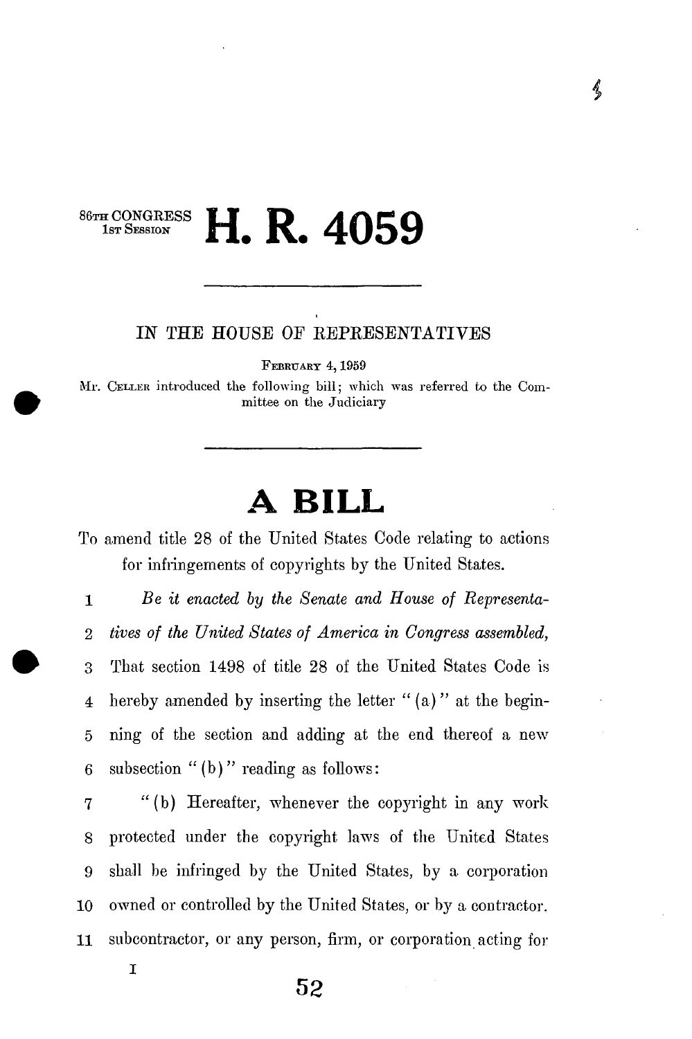86TH CONGRESS
1ST SESSION

# H. R. 4059

IN THE HOUSE OF REPRESENTATIVES

FEBRUARY 4, 1959

Mr. CELLER introduced the following bill; which was referred to the Committee on the Judiciary

# A BILL

To amend title 28 of the United States Code relating to actions for infringements of copyrights by the United States.

1 *Be it enacted by the Senate and House of Representa-*
2 *tives of the United States of America in Congress assembled,*
3 That section 1498 of title 28 of the United States Code is
4 hereby amended by inserting the letter "(a)" at the begin-
5 ning of the section and adding at the end thereof a new
6 subsection "(b)" reading as follows:

7 "(b) Hereafter, whenever the copyright in any work
8 protected under the copyright laws of the United States
9 shall be infringed by the United States, by a corporation
10 owned or controlled by the United States, or by a contractor.
11 subcontractor, or any person, firm, or corporation acting for

I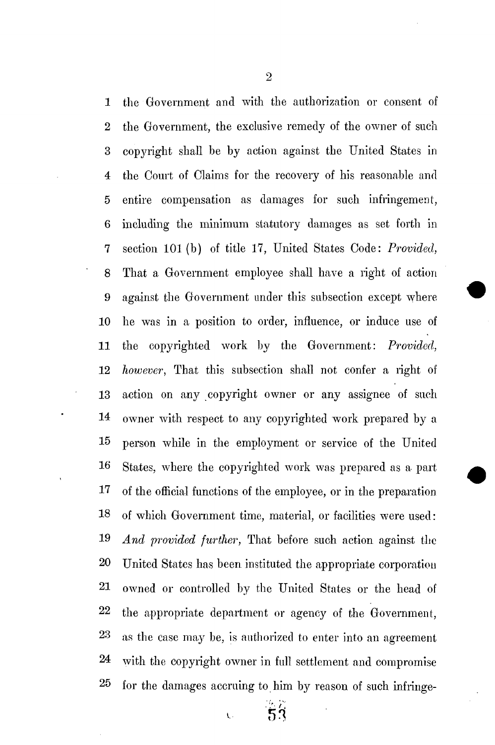the Government and with the authorization or consent of the Government, the exclusive remedy of the owner of such copyright shall be by action against the United States in the Court of Claims for the recovery of his reasonable and entire compensation as damages for such infringement, including the minimum statutory damages as set forth in section 101 (b) of title 17, United States Code: *Provided,* That a Government employee shall have a right of action against the Government under this subsection except where he was in a position to order, influence, or induce use of the copyrighted work by the Government: *Provided, however,* That this subsection shall not confer a right of action on any copyright owner or any assignee of such owner with respect to any copyrighted work prepared by a person while in the employment or service of the United States, where the copyrighted work was prepared as a part of the official functions of the employee, or in the preparation of which Government time, material, or facilities were used: *And provided further,* That before such action against the United States has been instituted the appropriate corporation owned or controlled by the United States or the head of the appropriate department or agency of the Government, as the case may be, is authorized to enter into an agreement with the copyright owner in full settlement and compromise for the damages accruing to him by reason of such infringe-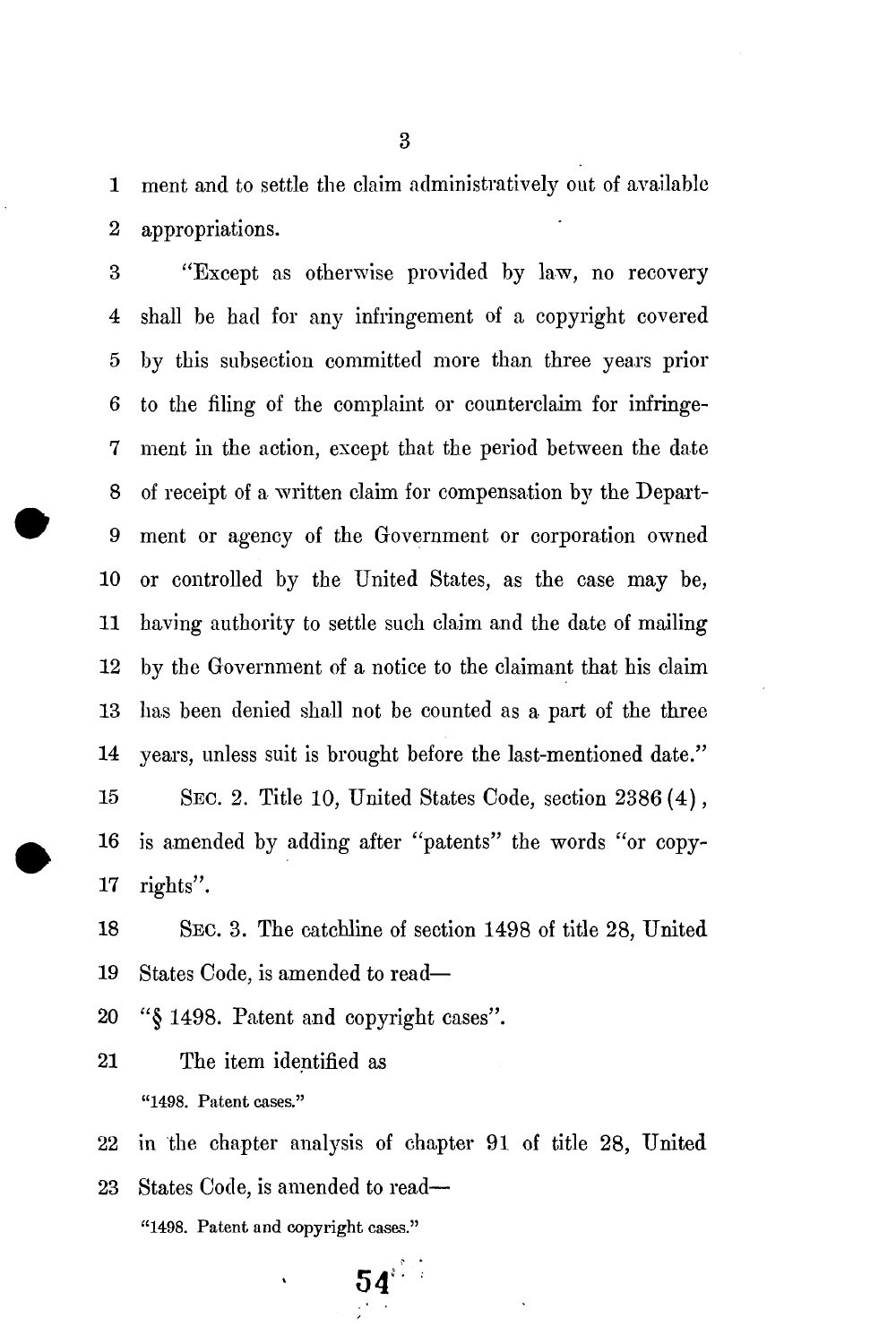ment and to settle the claim administratively out of available appropriations.

"Except as otherwise provided by law, no recovery shall be had for any infringement of a copyright covered by this subsection committed more than three years prior to the filing of the complaint or counterclaim for infringement in the action, except that the period between the date of receipt of a written claim for compensation by the Department or agency of the Government or corporation owned or controlled by the United States, as the case may be, having authority to settle such claim and the date of mailing by the Government of a notice to the claimant that his claim has been denied shall not be counted as a part of the three years, unless suit is brought before the last-mentioned date."

SEC. 2. Title 10, United States Code, section 2386 (4), is amended by adding after "patents" the words "or copyrights".

SEC. 3. The catchline of section 1498 of title 28, United States Code, is amended to read—

"§ 1498. Patent and copyright cases".

The item identified as

"1498. Patent cases."

in the chapter analysis of chapter 91 of title 28, United States Code, is amended to read—

"1498. Patent and copyright cases."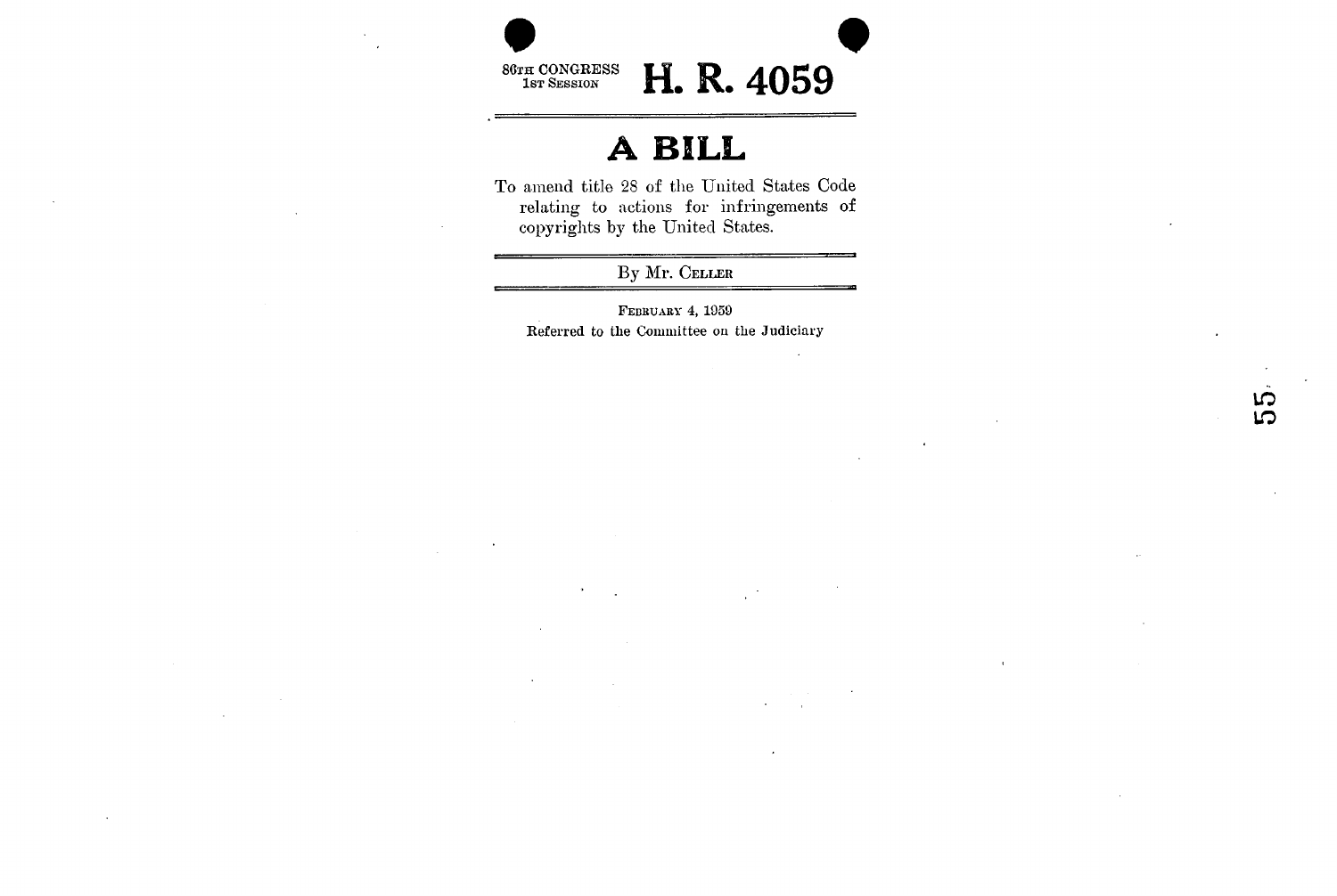86TH CONGRESS
1ST SESSION

# H. R. 4059

# A BILL

To amend title 28 of the United States Code relating to actions for infringements of copyrights by the United States.

By Mr. CELLER

FEBRUARY 4, 1959

Referred to the Committee on the Judiciary